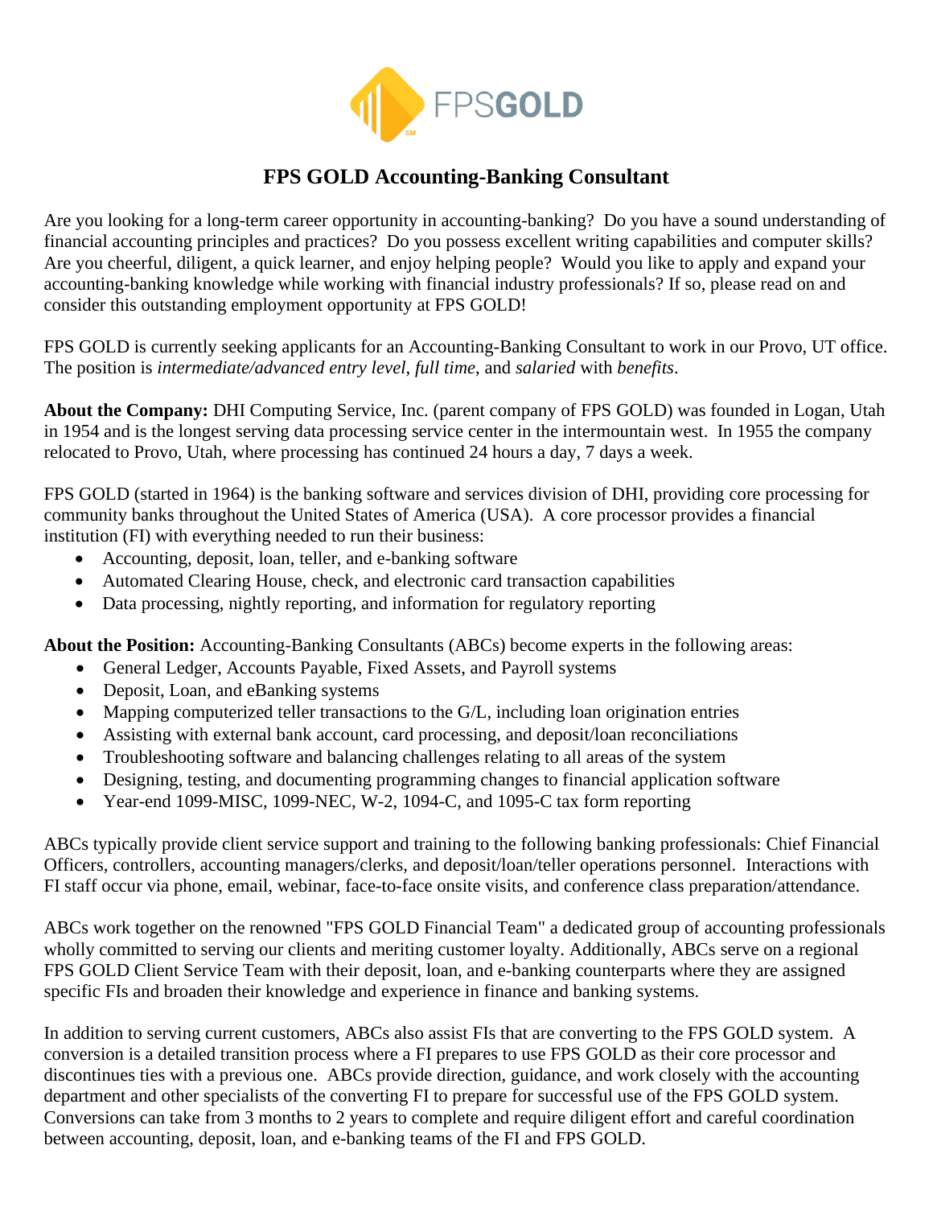# FPS GOLD Accounting-Banking Consultant

Are you looking for a long-term career opportunity in accounting-banking? Do you have a sound understanding of financial accounting principles and practices? Do you possess excellent writing capabilities and computer skills? Are you cheerful, diligent, a quick learner, and enjoy helping people? Would you like to apply and expand your accounting-banking knowledge while working with financial industry professionals? If so, please read on and consider this outstanding employment opportunity at FPS GOLD!

FPS GOLD is currently seeking applicants for an Accounting-Banking Consultant to work in our Provo, UT office. The position is *intermediate/advanced entry level*, *full time*, and *salaried* with *benefits*.

**About the Company:** DHI Computing Service, Inc. (parent company of FPS GOLD) was founded in Logan, Utah in 1954 and is the longest serving data processing service center in the intermountain west. In 1955 the company relocated to Provo, Utah, where processing has continued 24 hours a day, 7 days a week.

FPS GOLD (started in 1964) is the banking software and services division of DHI, providing core processing for community banks throughout the United States of America (USA). A core processor provides a financial institution (FI) with everything needed to run their business:

- Accounting, deposit, loan, teller, and e-banking software
- Automated Clearing House, check, and electronic card transaction capabilities
- Data processing, nightly reporting, and information for regulatory reporting

**About the Position:** Accounting-Banking Consultants (ABCs) become experts in the following areas:

- General Ledger, Accounts Payable, Fixed Assets, and Payroll systems
- Deposit, Loan, and eBanking systems
- Mapping computerized teller transactions to the G/L, including loan origination entries
- Assisting with external bank account, card processing, and deposit/loan reconciliations
- Troubleshooting software and balancing challenges relating to all areas of the system
- Designing, testing, and documenting programming changes to financial application software
- Year-end 1099-MISC, 1099-NEC, W-2, 1094-C, and 1095-C tax form reporting

ABCs typically provide client service support and training to the following banking professionals: Chief Financial Officers, controllers, accounting managers/clerks, and deposit/loan/teller operations personnel. Interactions with FI staff occur via phone, email, webinar, face-to-face onsite visits, and conference class preparation/attendance.

ABCs work together on the renowned "FPS GOLD Financial Team" a dedicated group of accounting professionals wholly committed to serving our clients and meriting customer loyalty. Additionally, ABCs serve on a regional FPS GOLD Client Service Team with their deposit, loan, and e-banking counterparts where they are assigned specific FIs and broaden their knowledge and experience in finance and banking systems.

In addition to serving current customers, ABCs also assist FIs that are converting to the FPS GOLD system. A conversion is a detailed transition process where a FI prepares to use FPS GOLD as their core processor and discontinues ties with a previous one. ABCs provide direction, guidance, and work closely with the accounting department and other specialists of the converting FI to prepare for successful use of the FPS GOLD system. Conversions can take from 3 months to 2 years to complete and require diligent effort and careful coordination between accounting, deposit, loan, and e-banking teams of the FI and FPS GOLD.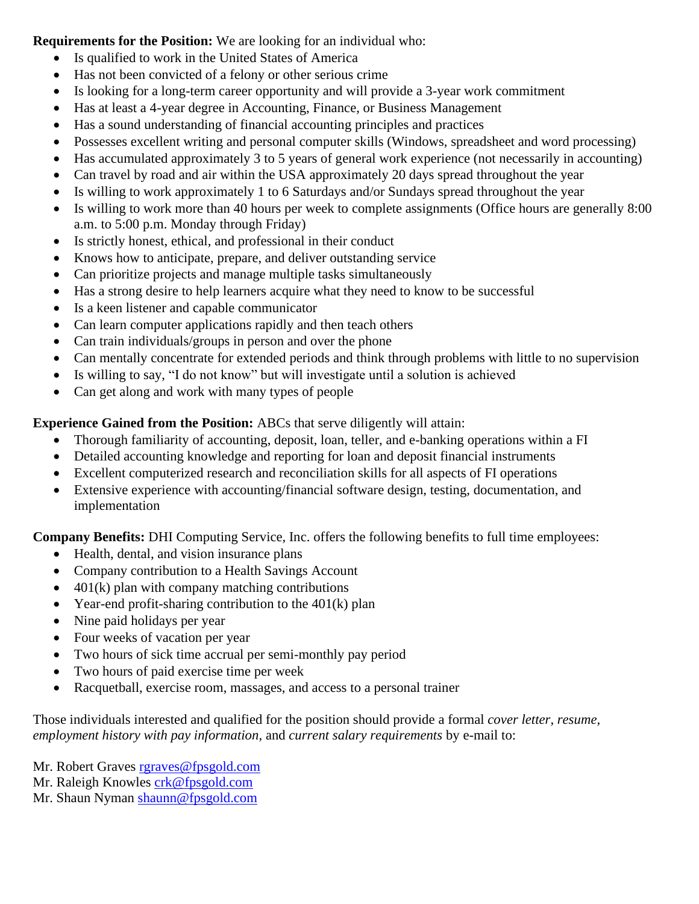**Requirements for the Position:** We are looking for an individual who:

- Is qualified to work in the United States of America
- Has not been convicted of a felony or other serious crime
- Is looking for a long-term career opportunity and will provide a 3-year work commitment
- Has at least a 4-year degree in Accounting, Finance, or Business Management
- Has a sound understanding of financial accounting principles and practices
- Possesses excellent writing and personal computer skills (Windows, spreadsheet and word processing)
- Has accumulated approximately 3 to 5 years of general work experience (not necessarily in accounting)
- Can travel by road and air within the USA approximately 20 days spread throughout the year
- Is willing to work approximately 1 to 6 Saturdays and/or Sundays spread throughout the year
- Is willing to work more than 40 hours per week to complete assignments (Office hours are generally 8:00 a.m. to 5:00 p.m. Monday through Friday)
- Is strictly honest, ethical, and professional in their conduct
- Knows how to anticipate, prepare, and deliver outstanding service
- Can prioritize projects and manage multiple tasks simultaneously
- Has a strong desire to help learners acquire what they need to know to be successful
- Is a keen listener and capable communicator
- Can learn computer applications rapidly and then teach others
- Can train individuals/groups in person and over the phone
- Can mentally concentrate for extended periods and think through problems with little to no supervision
- Is willing to say, "I do not know" but will investigate until a solution is achieved
- Can get along and work with many types of people

**Experience Gained from the Position:** ABCs that serve diligently will attain:

- Thorough familiarity of accounting, deposit, loan, teller, and e-banking operations within a FI
- Detailed accounting knowledge and reporting for loan and deposit financial instruments
- Excellent computerized research and reconciliation skills for all aspects of FI operations
- Extensive experience with accounting/financial software design, testing, documentation, and implementation

**Company Benefits:** DHI Computing Service, Inc. offers the following benefits to full time employees:

- Health, dental, and vision insurance plans
- Company contribution to a Health Savings Account
- 401(k) plan with company matching contributions
- Year-end profit-sharing contribution to the 401(k) plan
- Nine paid holidays per year
- Four weeks of vacation per year
- Two hours of sick time accrual per semi-monthly pay period
- Two hours of paid exercise time per week
- Racquetball, exercise room, massages, and access to a personal trainer

Those individuals interested and qualified for the position should provide a formal *cover letter, resume, employment history with pay information,* and *current salary requirements* by e-mail to:

Mr. Robert Graves rgraves@fpsgold.com
Mr. Raleigh Knowles crk@fpsgold.com
Mr. Shaun Nyman shaunn@fpsgold.com